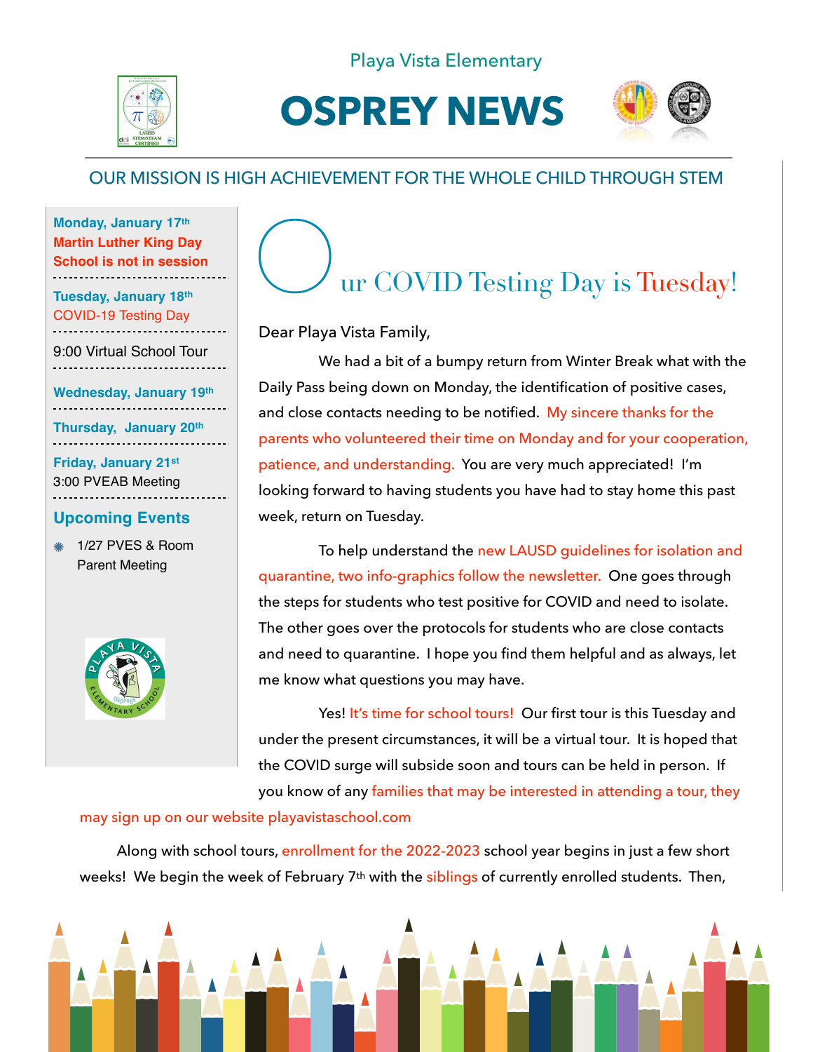Playa Vista Elementary

# OSPREY NEWS

OUR MISSION IS HIGH ACHIEVEMENT FOR THE WHOLE CHILD THROUGH STEM

**Monday, January 17th**
**Martin Luther King Day**
**School is not in session**

---

**Tuesday, January 18th**
COVID-19 Testing Day

---

9:00 Virtual School Tour

---

**Wednesday, January 19th**

---

**Thursday, January 20th**

---

**Friday, January 21st**
3:00 PVEAB Meeting

---

## Upcoming Events

- 1/27 PVES & Room Parent Meeting

## Our COVID Testing Day is Tuesday!

Dear Playa Vista Family,

We had a bit of a bumpy return from Winter Break what with the Daily Pass being down on Monday, the identification of positive cases, and close contacts needing to be notified. My sincere thanks for the parents who volunteered their time on Monday and for your cooperation, patience, and understanding. You are very much appreciated! I'm looking forward to having students you have had to stay home this past week, return on Tuesday.

To help understand the new LAUSD guidelines for isolation and quarantine, two info-graphics follow the newsletter. One goes through the steps for students who test positive for COVID and need to isolate. The other goes over the protocols for students who are close contacts and need to quarantine. I hope you find them helpful and as always, let me know what questions you may have.

Yes! It's time for school tours! Our first tour is this Tuesday and under the present circumstances, it will be a virtual tour. It is hoped that the COVID surge will subside soon and tours can be held in person. If you know of any families that may be interested in attending a tour, they may sign up on our website playavistaschool.com

Along with school tours, enrollment for the 2022-2023 school year begins in just a few short weeks! We begin the week of February 7th with the siblings of currently enrolled students. Then,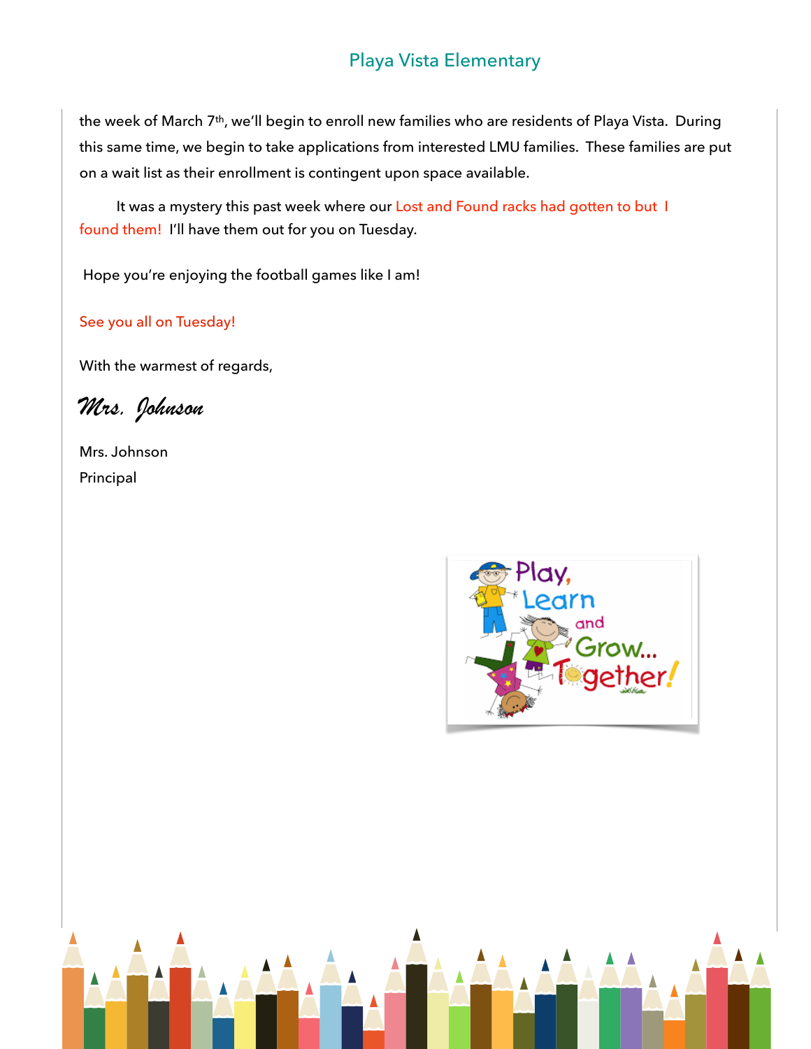the week of March 7th, we'll begin to enroll new families who are residents of Playa Vista. During this same time, we begin to take applications from interested LMU families. These families are put on a wait list as their enrollment is contingent upon space available.

It was a mystery this past week where our Lost and Found racks had gotten to but I found them! I'll have them out for you on Tuesday.

Hope you're enjoying the football games like I am!

See you all on Tuesday!

With the warmest of regards,

*Mrs. Johnson*

Mrs. Johnson
Principal